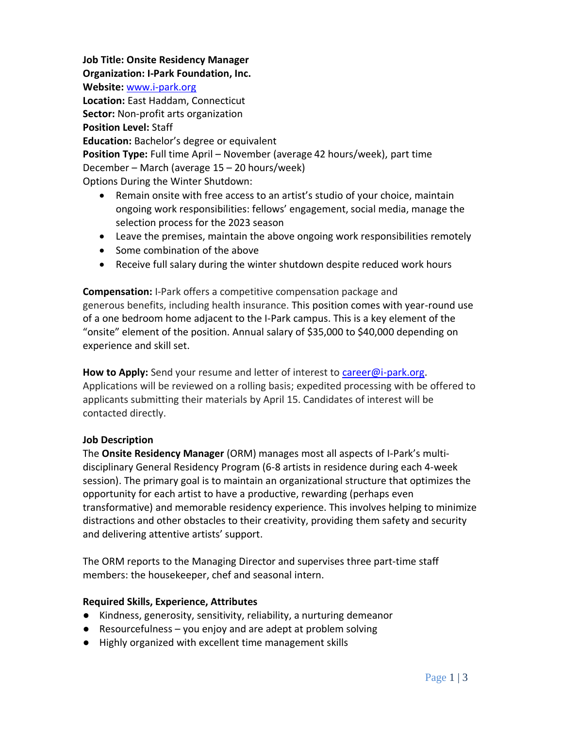**Job Title: Onsite Residency Manager**
**Organization: I-Park Foundation, Inc.**
**Website:** www.i-park.org
**Location:** East Haddam, Connecticut
**Sector:** Non-profit arts organization
**Position Level:** Staff
**Education:** Bachelor's degree or equivalent
**Position Type:** Full time April – November (average 42 hours/week), part time December – March (average 15 – 20 hours/week)
Options During the Winter Shutdown:

- Remain onsite with free access to an artist's studio of your choice, maintain ongoing work responsibilities: fellows' engagement, social media, manage the selection process for the 2023 season
- Leave the premises, maintain the above ongoing work responsibilities remotely
- Some combination of the above
- Receive full salary during the winter shutdown despite reduced work hours

**Compensation:** I-Park offers a competitive compensation package and generous benefits, including health insurance. This position comes with year-round use of a one bedroom home adjacent to the I-Park campus. This is a key element of the "onsite" element of the position. Annual salary of $35,000 to $40,000 depending on experience and skill set.

**How to Apply:** Send your resume and letter of interest to career@i-park.org. Applications will be reviewed on a rolling basis; expedited processing with be offered to applicants submitting their materials by April 15. Candidates of interest will be contacted directly.

**Job Description**

The **Onsite Residency Manager** (ORM) manages most all aspects of I-Park's multi-disciplinary General Residency Program (6-8 artists in residence during each 4-week session). The primary goal is to maintain an organizational structure that optimizes the opportunity for each artist to have a productive, rewarding (perhaps even transformative) and memorable residency experience. This involves helping to minimize distractions and other obstacles to their creativity, providing them safety and security and delivering attentive artists' support.

The ORM reports to the Managing Director and supervises three part-time staff members: the housekeeper, chef and seasonal intern.

**Required Skills, Experience, Attributes**

- Kindness, generosity, sensitivity, reliability, a nurturing demeanor
- Resourcefulness – you enjoy and are adept at problem solving
- Highly organized with excellent time management skills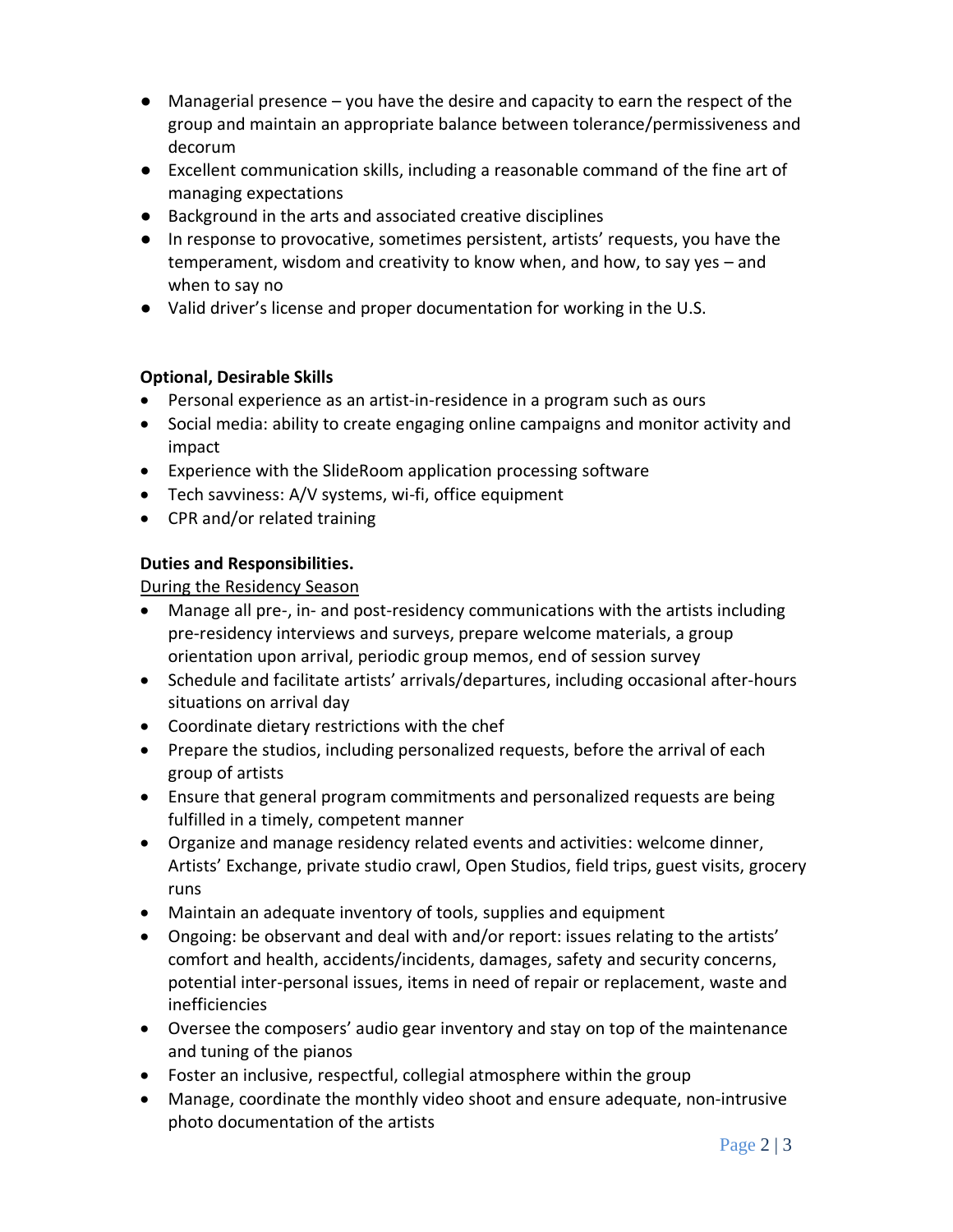- Managerial presence – you have the desire and capacity to earn the respect of the group and maintain an appropriate balance between tolerance/permissiveness and decorum
- Excellent communication skills, including a reasonable command of the fine art of managing expectations
- Background in the arts and associated creative disciplines
- In response to provocative, sometimes persistent, artists' requests, you have the temperament, wisdom and creativity to know when, and how, to say yes – and when to say no
- Valid driver's license and proper documentation for working in the U.S.

**Optional, Desirable Skills**

- Personal experience as an artist-in-residence in a program such as ours
- Social media: ability to create engaging online campaigns and monitor activity and impact
- Experience with the SlideRoom application processing software
- Tech savviness: A/V systems, wi-fi, office equipment
- CPR and/or related training

**Duties and Responsibilities.**

<u>During the Residency Season</u>

- Manage all pre-, in- and post-residency communications with the artists including pre-residency interviews and surveys, prepare welcome materials, a group orientation upon arrival, periodic group memos, end of session survey
- Schedule and facilitate artists' arrivals/departures, including occasional after-hours situations on arrival day
- Coordinate dietary restrictions with the chef
- Prepare the studios, including personalized requests, before the arrival of each group of artists
- Ensure that general program commitments and personalized requests are being fulfilled in a timely, competent manner
- Organize and manage residency related events and activities: welcome dinner, Artists' Exchange, private studio crawl, Open Studios, field trips, guest visits, grocery runs
- Maintain an adequate inventory of tools, supplies and equipment
- Ongoing: be observant and deal with and/or report: issues relating to the artists' comfort and health, accidents/incidents, damages, safety and security concerns, potential inter-personal issues, items in need of repair or replacement, waste and inefficiencies
- Oversee the composers' audio gear inventory and stay on top of the maintenance and tuning of the pianos
- Foster an inclusive, respectful, collegial atmosphere within the group
- Manage, coordinate the monthly video shoot and ensure adequate, non-intrusive photo documentation of the artists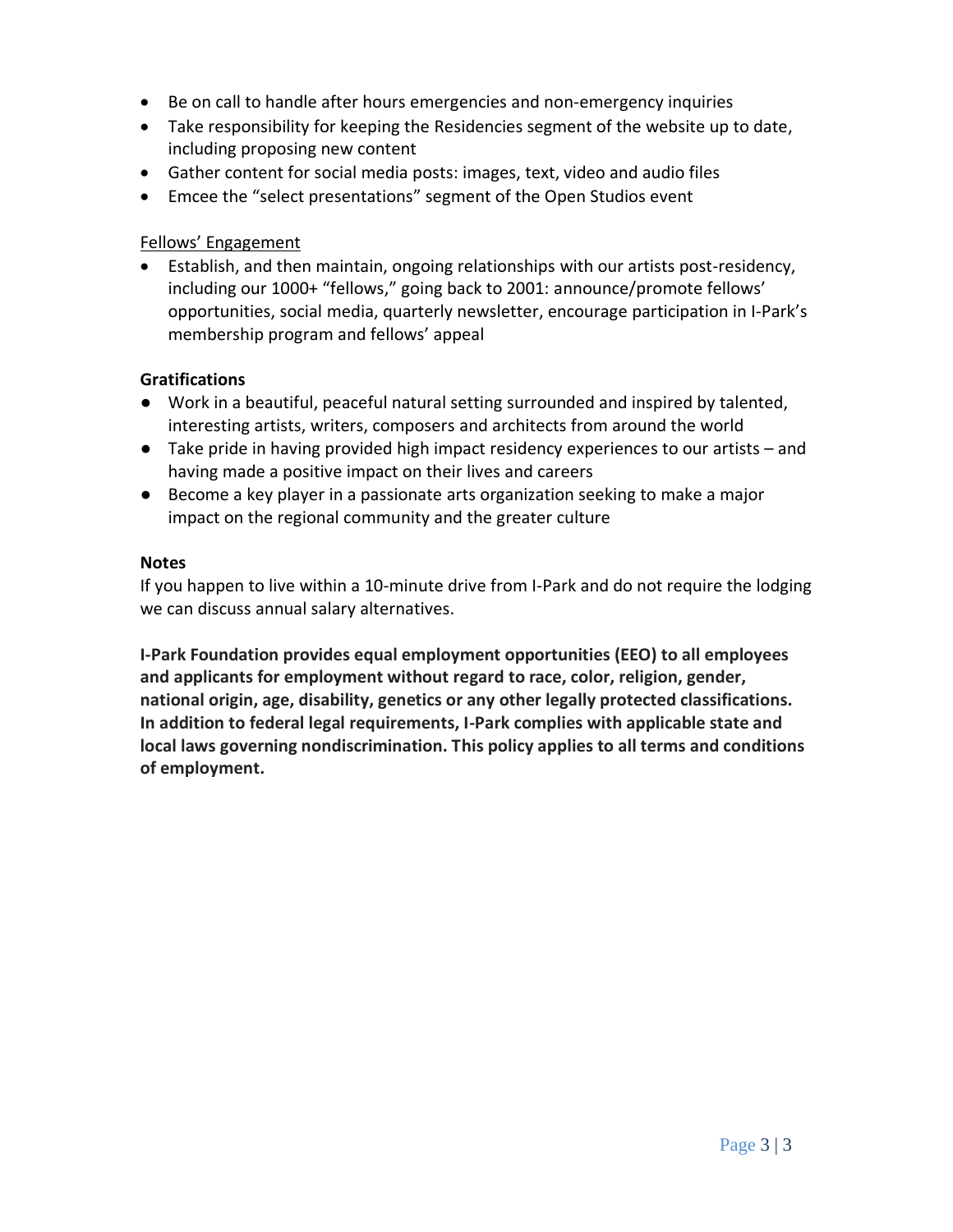- Be on call to handle after hours emergencies and non-emergency inquiries
- Take responsibility for keeping the Residencies segment of the website up to date, including proposing new content
- Gather content for social media posts: images, text, video and audio files
- Emcee the "select presentations" segment of the Open Studios event

Fellows' Engagement

- Establish, and then maintain, ongoing relationships with our artists post-residency, including our 1000+ "fellows," going back to 2001: announce/promote fellows' opportunities, social media, quarterly newsletter, encourage participation in I-Park's membership program and fellows' appeal

**Gratifications**

- Work in a beautiful, peaceful natural setting surrounded and inspired by talented, interesting artists, writers, composers and architects from around the world
- Take pride in having provided high impact residency experiences to our artists – and having made a positive impact on their lives and careers
- Become a key player in a passionate arts organization seeking to make a major impact on the regional community and the greater culture

**Notes**

If you happen to live within a 10-minute drive from I-Park and do not require the lodging we can discuss annual salary alternatives.

**I-Park Foundation provides equal employment opportunities (EEO) to all employees and applicants for employment without regard to race, color, religion, gender, national origin, age, disability, genetics or any other legally protected classifications. In addition to federal legal requirements, I-Park complies with applicable state and local laws governing nondiscrimination. This policy applies to all terms and conditions of employment.**